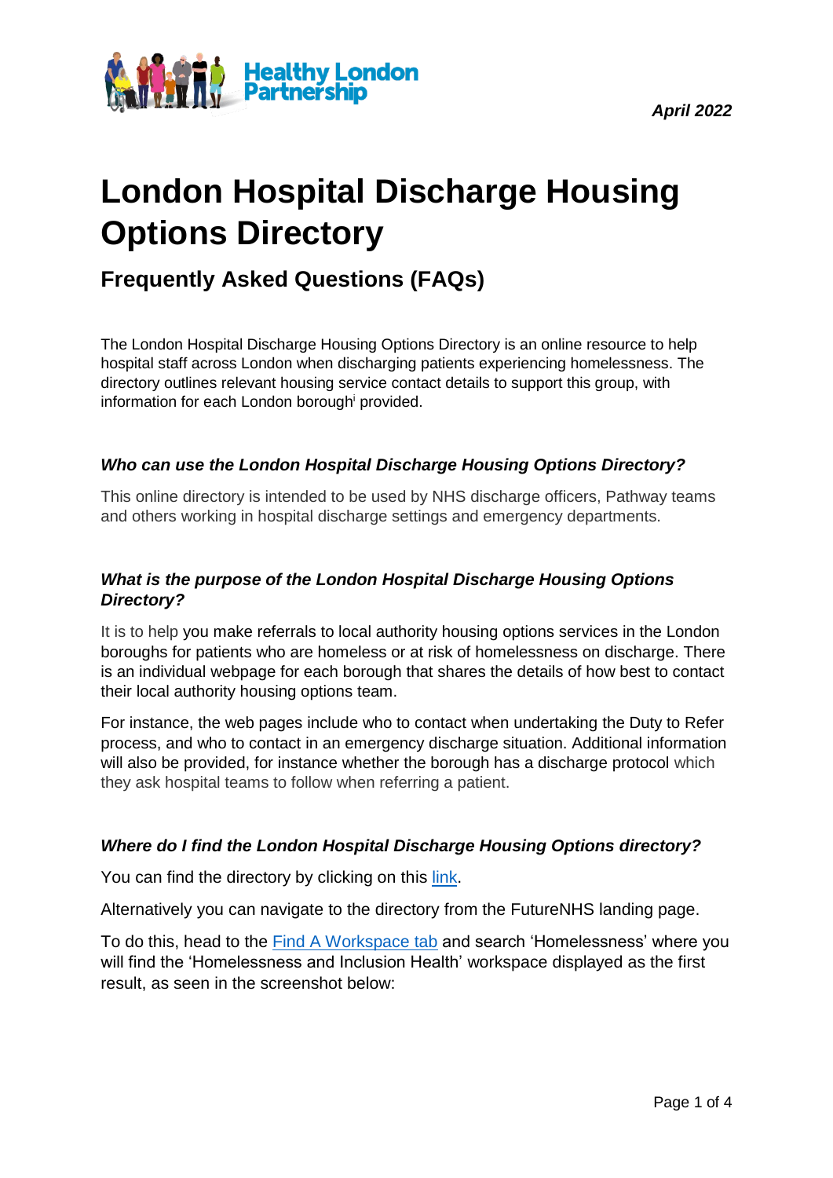*April 2022*

# London Hospital Discharge Housing Options Directory

## Frequently Asked Questions (FAQs)

The London Hospital Discharge Housing Options Directory is an online resource to help hospital staff across London when discharging patients experiencing homelessness. The directory outlines relevant housing service contact details to support this group, with information for each London borough[i] provided.

### *Who can use the London Hospital Discharge Housing Options Directory?*

This online directory is intended to be used by NHS discharge officers, Pathway teams and others working in hospital discharge settings and emergency departments.

### *What is the purpose of the London Hospital Discharge Housing Options Directory?*

It is to help you make referrals to local authority housing options services in the London boroughs for patients who are homeless or at risk of homelessness on discharge. There is an individual webpage for each borough that shares the details of how best to contact their local authority housing options team.

For instance, the web pages include who to contact when undertaking the Duty to Refer process, and who to contact in an emergency discharge situation. Additional information will also be provided, for instance whether the borough has a discharge protocol which they ask hospital teams to follow when referring a patient.

### *Where do I find the London Hospital Discharge Housing Options directory?*

You can find the directory by clicking on this link.

Alternatively you can navigate to the directory from the FutureNHS landing page.

To do this, head to the Find A Workspace tab and search 'Homelessness' where you will find the 'Homelessness and Inclusion Health' workspace displayed as the first result, as seen in the screenshot below: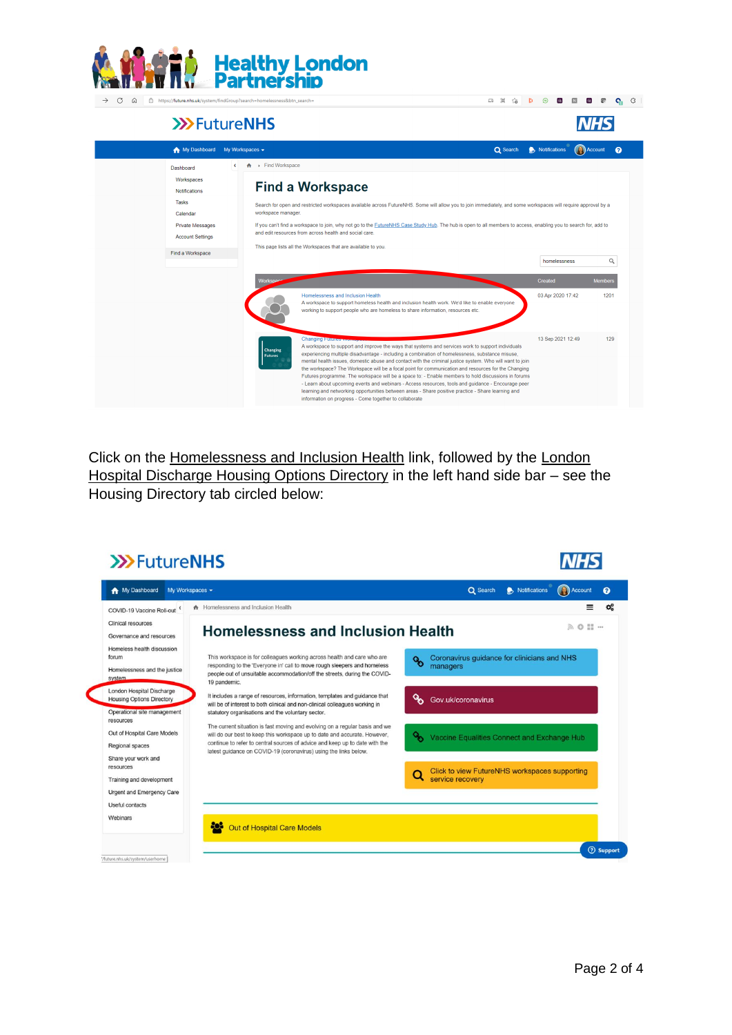Click on the Homelessness and Inclusion Health link, followed by the London Hospital Discharge Housing Options Directory in the left hand side bar – see the Housing Directory tab circled below: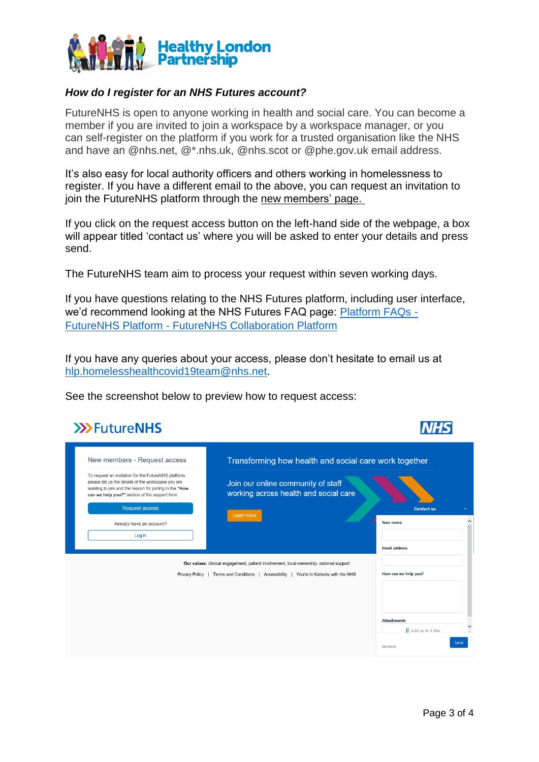### *How do I register for an NHS Futures account?*

FutureNHS is open to anyone working in health and social care. You can become a member if you are invited to join a workspace by a workspace manager, or you can self-register on the platform if you work for a trusted organisation like the NHS and have an @nhs.net, @*.nhs.uk, @nhs.scot or @phe.gov.uk email address.

It's also easy for local authority officers and others working in homelessness to register. If you have a different email to the above, you can request an invitation to join the FutureNHS platform through the new members' page.

If you click on the request access button on the left-hand side of the webpage, a box will appear titled 'contact us' where you will be asked to enter your details and press send.

The FutureNHS team aim to process your request within seven working days.

If you have questions relating to the NHS Futures platform, including user interface, we'd recommend looking at the NHS Futures FAQ page: Platform FAQs - FutureNHS Platform - FutureNHS Collaboration Platform

If you have any queries about your access, please don't hesitate to email us at hlp.homelesshealthcovid19team@nhs.net.

See the screenshot below to preview how to request access:

FutureNHS

NHS

New members - Request access

To request an invitation for the FutureNHS platform, please tell us the details of the workspace you are wanting to join and the reason for joining in the **"How can we help you?"** section of the support form.

Request access

Already have an account?

Log in

Transforming how health and social care work together

Join our online community of staff working across health and social care

Learn more

Contact us

Your name

Email address

How can we help you?

Attachments

Add up to 5 files

Send

zendesk

**Our values:** clinical engagement, patient involvement, local ownership, national support

Privacy Policy | Terms and Conditions | Accessibility | You're in Kahootz with the NHS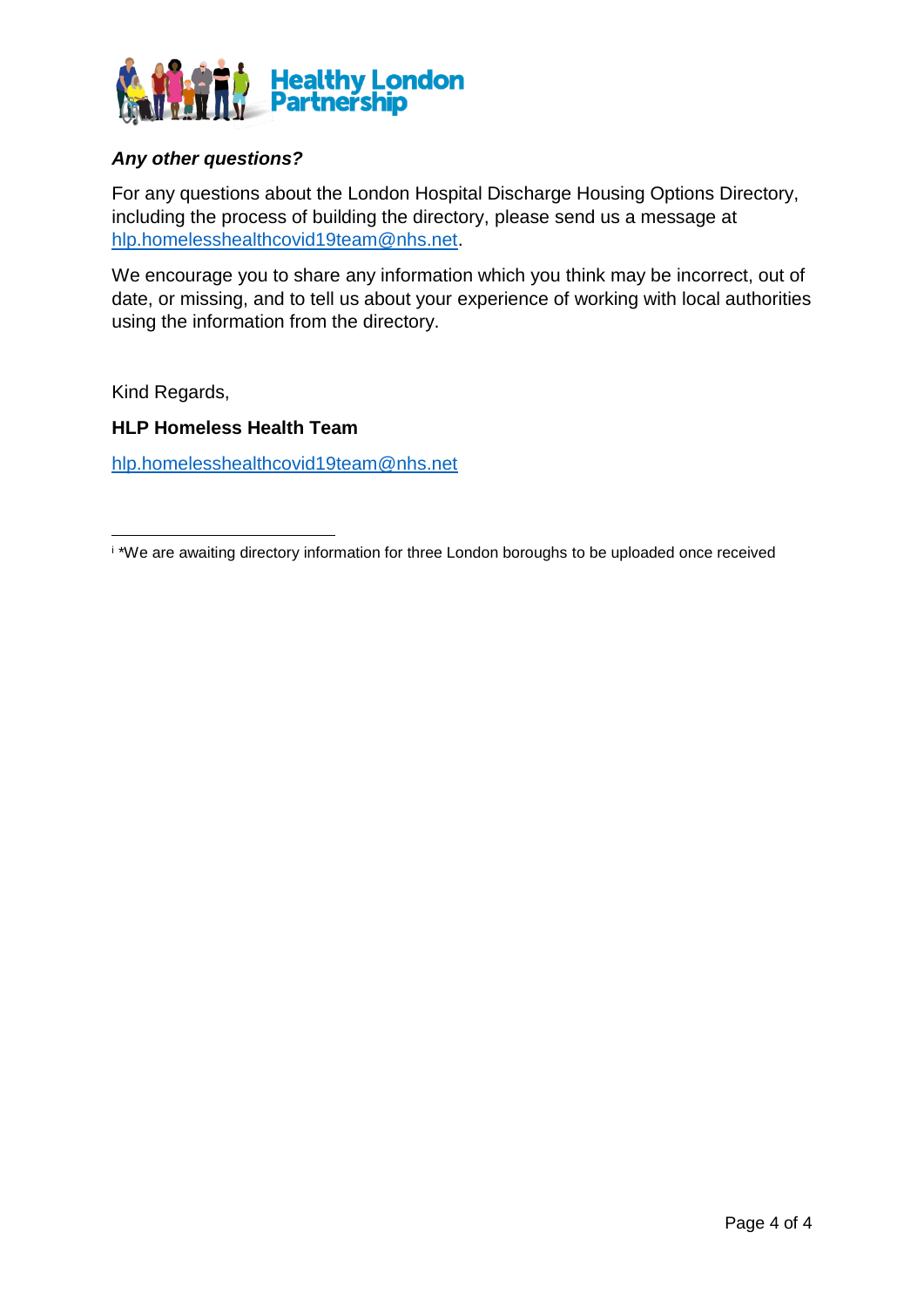### *Any other questions?*

For any questions about the London Hospital Discharge Housing Options Directory, including the process of building the directory, please send us a message at hlp.homelesshealthcovid19team@nhs.net.

We encourage you to share any information which you think may be incorrect, out of date, or missing, and to tell us about your experience of working with local authorities using the information from the directory.

Kind Regards,

**HLP Homeless Health Team**

hlp.homelesshealthcovid19team@nhs.net

---

[i] *We are awaiting directory information for three London boroughs to be uploaded once received